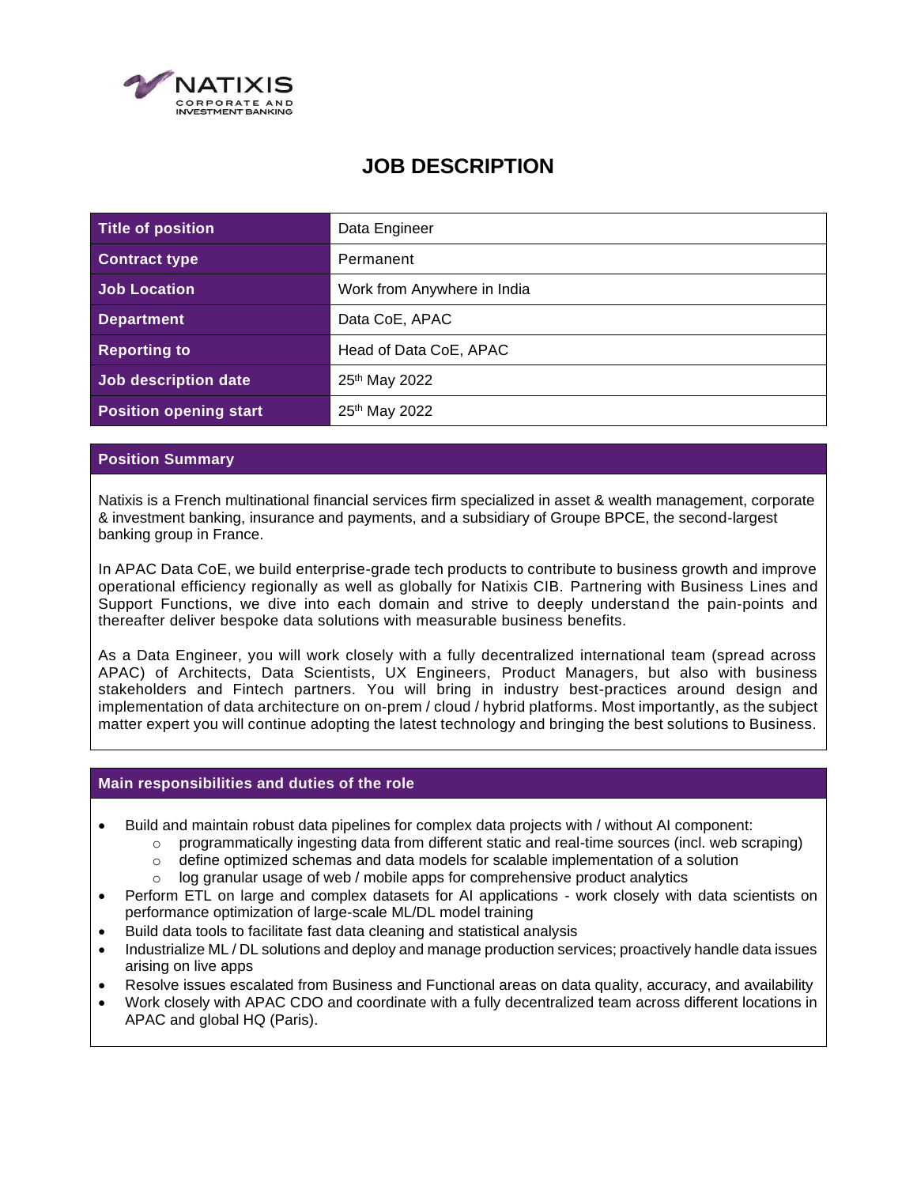NATIXIS
CORPORATE AND
INVESTMENT BANKING

# JOB DESCRIPTION

| Title of position | Data Engineer |
|---|---|
| Contract type | Permanent |
| Job Location | Work from Anywhere in India |
| Department | Data CoE, APAC |
| Reporting to | Head of Data CoE, APAC |
| Job description date | 25th May 2022 |
| Position opening start | 25th May 2022 |

## Position Summary

Natixis is a French multinational financial services firm specialized in asset & wealth management, corporate & investment banking, insurance and payments, and a subsidiary of Groupe BPCE, the second-largest banking group in France.

In APAC Data CoE, we build enterprise-grade tech products to contribute to business growth and improve operational efficiency regionally as well as globally for Natixis CIB. Partnering with Business Lines and Support Functions, we dive into each domain and strive to deeply understand the pain-points and thereafter deliver bespoke data solutions with measurable business benefits.

As a Data Engineer, you will work closely with a fully decentralized international team (spread across APAC) of Architects, Data Scientists, UX Engineers, Product Managers, but also with business stakeholders and Fintech partners. You will bring in industry best-practices around design and implementation of data architecture on on-prem / cloud / hybrid platforms. Most importantly, as the subject matter expert you will continue adopting the latest technology and bringing the best solutions to Business.

## Main responsibilities and duties of the role

- Build and maintain robust data pipelines for complex data projects with / without AI component:
  - programmatically ingesting data from different static and real-time sources (incl. web scraping)
  - define optimized schemas and data models for scalable implementation of a solution
  - log granular usage of web / mobile apps for comprehensive product analytics
- Perform ETL on large and complex datasets for AI applications - work closely with data scientists on performance optimization of large-scale ML/DL model training
- Build data tools to facilitate fast data cleaning and statistical analysis
- Industrialize ML / DL solutions and deploy and manage production services; proactively handle data issues arising on live apps
- Resolve issues escalated from Business and Functional areas on data quality, accuracy, and availability
- Work closely with APAC CDO and coordinate with a fully decentralized team across different locations in APAC and global HQ (Paris).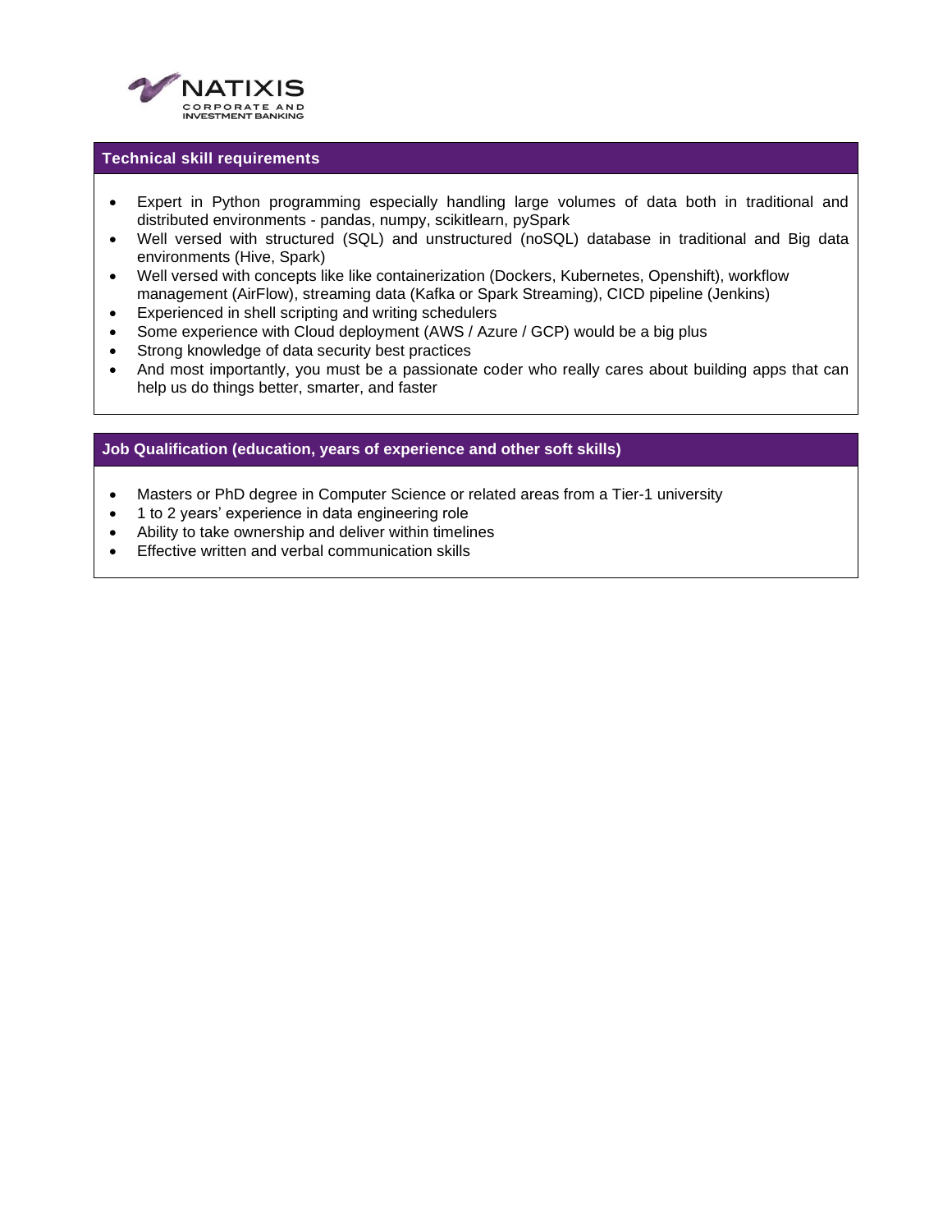## Technical skill requirements

- Expert in Python programming especially handling large volumes of data both in traditional and distributed environments - pandas, numpy, scikitlearn, pySpark
- Well versed with structured (SQL) and unstructured (noSQL) database in traditional and Big data environments (Hive, Spark)
- Well versed with concepts like like containerization (Dockers, Kubernetes, Openshift), workflow management (AirFlow), streaming data (Kafka or Spark Streaming), CICD pipeline (Jenkins)
- Experienced in shell scripting and writing schedulers
- Some experience with Cloud deployment (AWS / Azure / GCP) would be a big plus
- Strong knowledge of data security best practices
- And most importantly, you must be a passionate coder who really cares about building apps that can help us do things better, smarter, and faster

## Job Qualification (education, years of experience and other soft skills)

- Masters or PhD degree in Computer Science or related areas from a Tier-1 university
- 1 to 2 years' experience in data engineering role
- Ability to take ownership and deliver within timelines
- Effective written and verbal communication skills